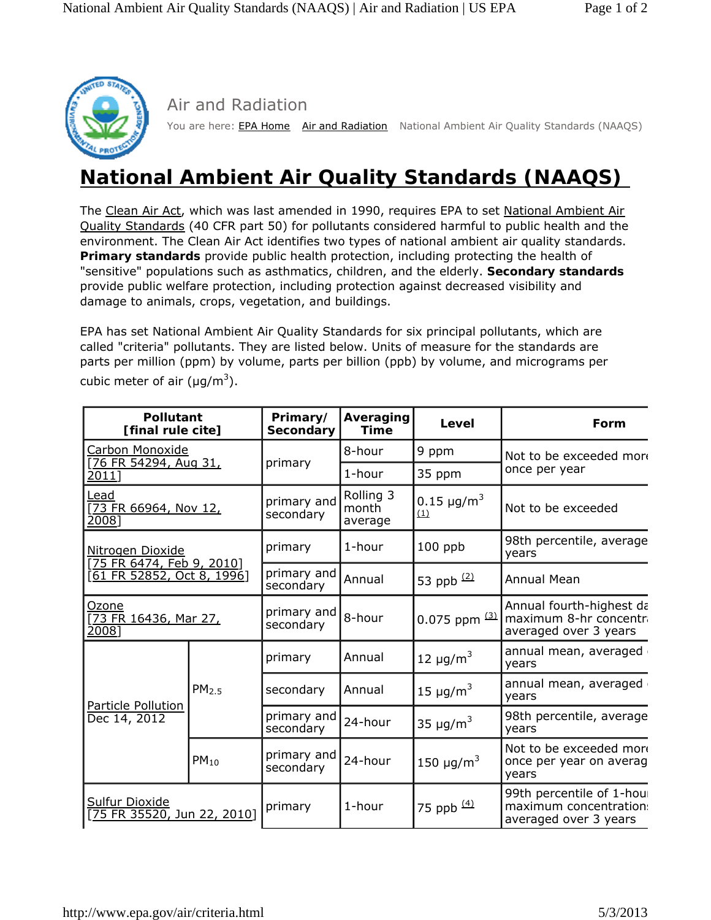Air and Radiation

You are here: EPA Home Air and Radiation National Ambient Air Quality Standards (NAAQS)

# National Ambient Air Quality Standards (NAAQS)

The Clean Air Act, which was last amended in 1990, requires EPA to set National Ambient Air Quality Standards (40 CFR part 50) for pollutants considered harmful to public health and the environment. The Clean Air Act identifies two types of national ambient air quality standards. **Primary standards** provide public health protection, including protecting the health of "sensitive" populations such as asthmatics, children, and the elderly. **Secondary standards** provide public welfare protection, including protection against decreased visibility and damage to animals, crops, vegetation, and buildings.

EPA has set National Ambient Air Quality Standards for six principal pollutants, which are called "criteria" pollutants. They are listed below. Units of measure for the standards are parts per million (ppm) by volume, parts per billion (ppb) by volume, and micrograms per cubic meter of air (µg/m$^3$).

| Pollutant [final rule cite] | | Primary/ Secondary | Averaging Time | Level | Form |
|---|---|---|---|---|---|
| Carbon Monoxide [76 FR 54294, Aug 31, 2011] | | primary | 8-hour | 9 ppm | Not to be exceeded more once per year |
| | | | 1-hour | 35 ppm | |
| Lead [73 FR 66964, Nov 12, 2008] | | primary and secondary | Rolling 3 month average | 0.15 µg/m$^3$ (1) | Not to be exceeded |
| Nitrogen Dioxide [75 FR 6474, Feb 9, 2010] [61 FR 52852, Oct 8, 1996] | | primary | 1-hour | 100 ppb | 98th percentile, average years |
| | | primary and secondary | Annual | 53 ppb (2) | Annual Mean |
| Ozone [73 FR 16436, Mar 27, 2008] | | primary and secondary | 8-hour | 0.075 ppm (3) | Annual fourth-highest da maximum 8-hr concentr averaged over 3 years |
| Particle Pollution Dec 14, 2012 | $PM_{2.5}$ | primary | Annual | 12 µg/m$^3$ | annual mean, averaged years |
| | | secondary | Annual | 15 µg/m$^3$ | annual mean, averaged years |
| | | primary and secondary | 24-hour | 35 µg/m$^3$ | 98th percentile, average years |
| | $PM_{10}$ | primary and secondary | 24-hour | 150 µg/m$^3$ | Not to be exceeded more once per year on averag years |
| Sulfur Dioxide [75 FR 35520, Jun 22, 2010] | | primary | 1-hour | 75 ppb (4) | 99th percentile of 1-hou maximum concentration averaged over 3 years |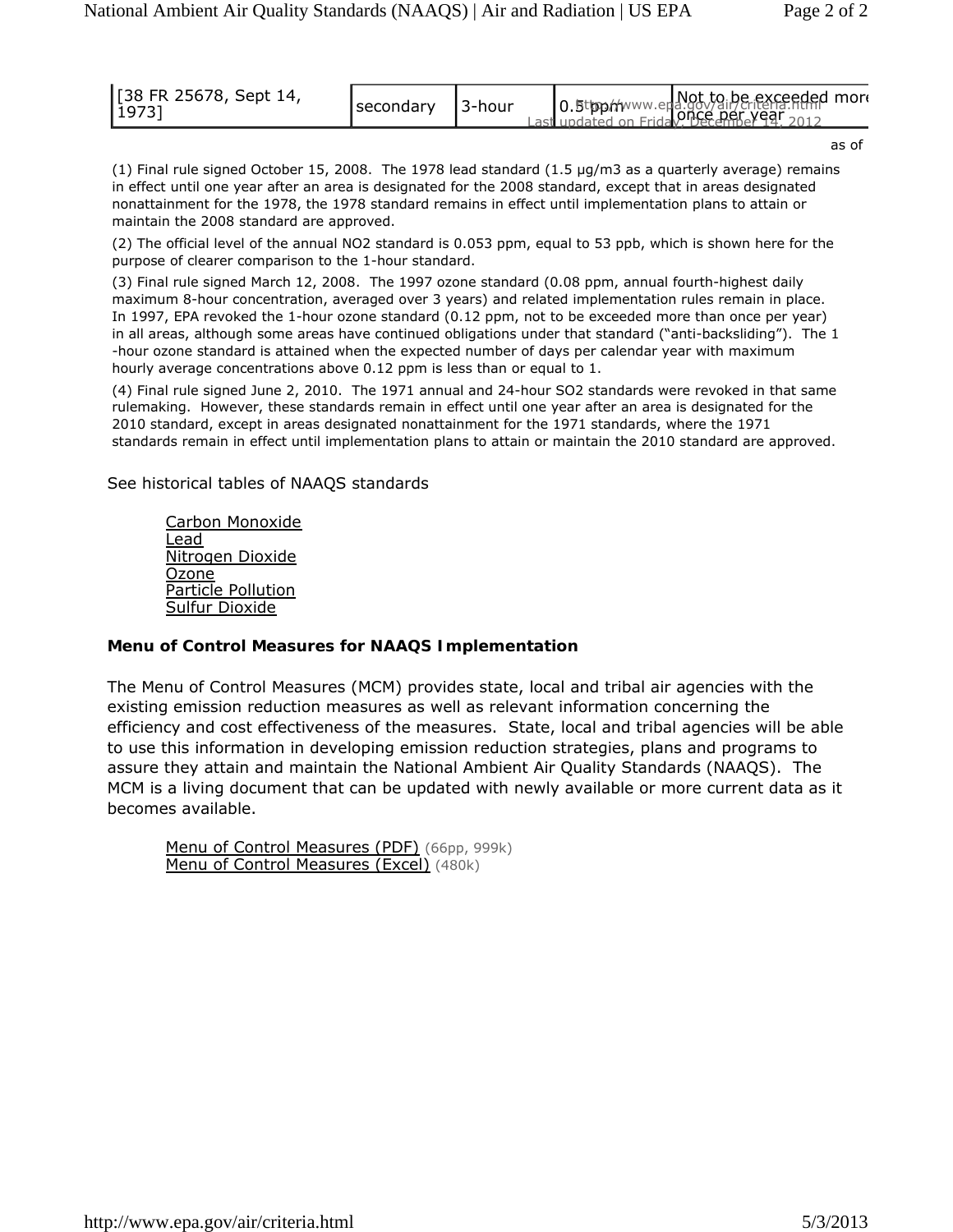| | | | | |
|---|---|---|---|---|
| [38 FR 25678, Sept 14, 1973] | secondary | 3-hour | 0.5 ppm | Not to be exceeded more than once per year |

as of Last updated on Friday, December 14, 2012

(1) Final rule signed October 15, 2008. The 1978 lead standard (1.5 µg/m3 as a quarterly average) remains in effect until one year after an area is designated for the 2008 standard, except that in areas designated nonattainment for the 1978, the 1978 standard remains in effect until implementation plans to attain or maintain the 2008 standard are approved.

(2) The official level of the annual NO2 standard is 0.053 ppm, equal to 53 ppb, which is shown here for the purpose of clearer comparison to the 1-hour standard.

(3) Final rule signed March 12, 2008. The 1997 ozone standard (0.08 ppm, annual fourth-highest daily maximum 8-hour concentration, averaged over 3 years) and related implementation rules remain in place. In 1997, EPA revoked the 1-hour ozone standard (0.12 ppm, not to be exceeded more than once per year) in all areas, although some areas have continued obligations under that standard ("anti-backsliding"). The 1-hour ozone standard is attained when the expected number of days per calendar year with maximum hourly average concentrations above 0.12 ppm is less than or equal to 1.

(4) Final rule signed June 2, 2010. The 1971 annual and 24-hour SO2 standards were revoked in that same rulemaking. However, these standards remain in effect until one year after an area is designated for the 2010 standard, except in areas designated nonattainment for the 1971 standards, where the 1971 standards remain in effect until implementation plans to attain or maintain the 2010 standard are approved.

See historical tables of NAAQS standards

- Carbon Monoxide
- Lead
- Nitrogen Dioxide
- Ozone
- Particle Pollution
- Sulfur Dioxide

**Menu of Control Measures for NAAQS Implementation**

The Menu of Control Measures (MCM) provides state, local and tribal air agencies with the existing emission reduction measures as well as relevant information concerning the efficiency and cost effectiveness of the measures. State, local and tribal agencies will be able to use this information in developing emission reduction strategies, plans and programs to assure they attain and maintain the National Ambient Air Quality Standards (NAAQS). The MCM is a living document that can be updated with newly available or more current data as it becomes available.

- Menu of Control Measures (PDF) (66pp, 999k)
- Menu of Control Measures (Excel) (480k)